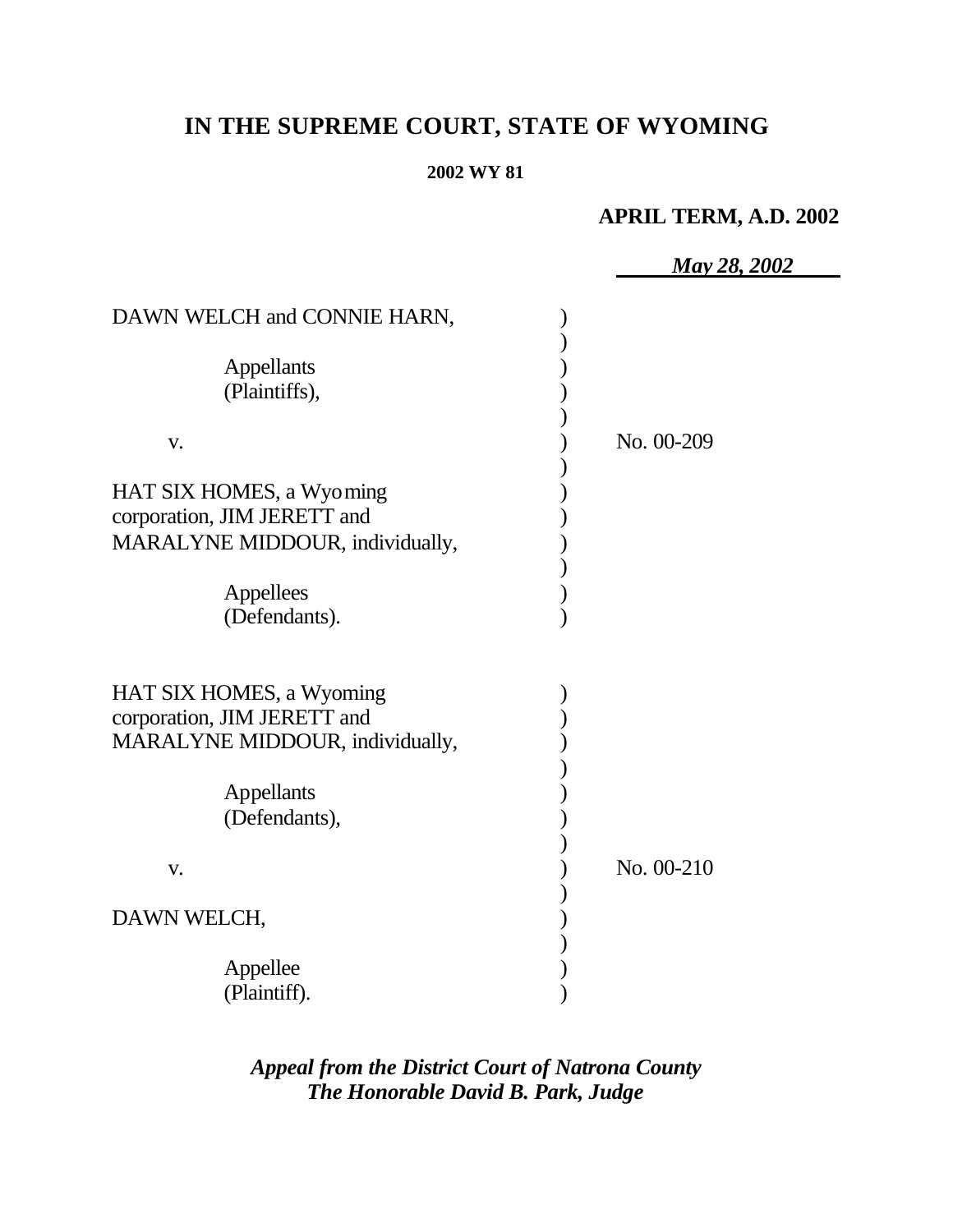# IN THE SUPREME COURT, STATE OF WYOMING

**2002 WY 81**

**APRIL TERM, A.D. 2002**

***May 28, 2002***

| | |
|---|---|
| DAWN WELCH and CONNIE HARN,<br><br>Appellants<br>(Plaintiffs),<br><br>v.<br><br>HAT SIX HOMES, a Wyoming corporation, JIM JERETT and MARALYNE MIDDOUR, individually,<br><br>Appellees<br>(Defendants). | No. 00-209 |
| HAT SIX HOMES, a Wyoming corporation, JIM JERETT and MARALYNE MIDDOUR, individually,<br><br>Appellants<br>(Defendants),<br><br>v.<br><br>DAWN WELCH,<br><br>Appellee<br>(Plaintiff). | No. 00-210 |

***Appeal from the District Court of Natrona County***
***The Honorable David B. Park, Judge***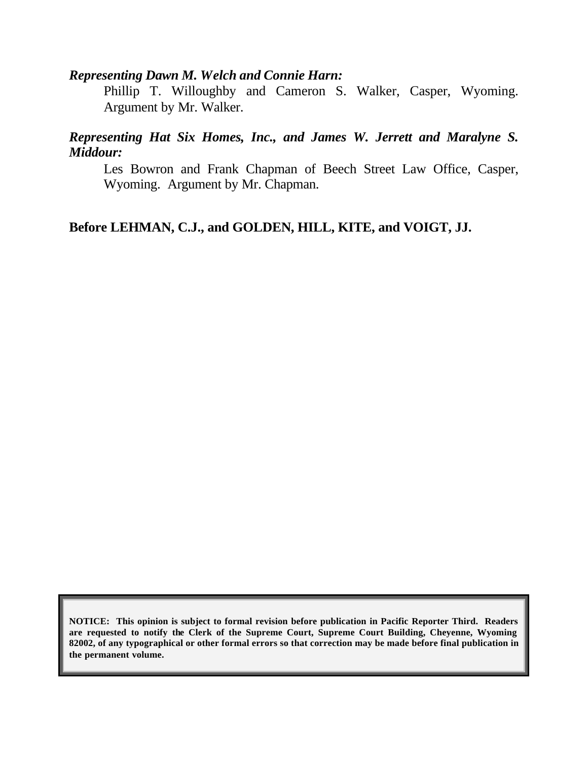***Representing Dawn M. Welch and Connie Harn:***

Phillip T. Willoughby and Cameron S. Walker, Casper, Wyoming. Argument by Mr. Walker.

***Representing Hat Six Homes, Inc., and James W. Jerrett and Maralyne S. Middour:***

Les Bowron and Frank Chapman of Beech Street Law Office, Casper, Wyoming. Argument by Mr. Chapman.

**Before LEHMAN, C.J., and GOLDEN, HILL, KITE, and VOIGT, JJ.**

**NOTICE: This opinion is subject to formal revision before publication in Pacific Reporter Third. Readers are requested to notify the Clerk of the Supreme Court, Supreme Court Building, Cheyenne, Wyoming 82002, of any typographical or other formal errors so that correction may be made before final publication in the permanent volume.**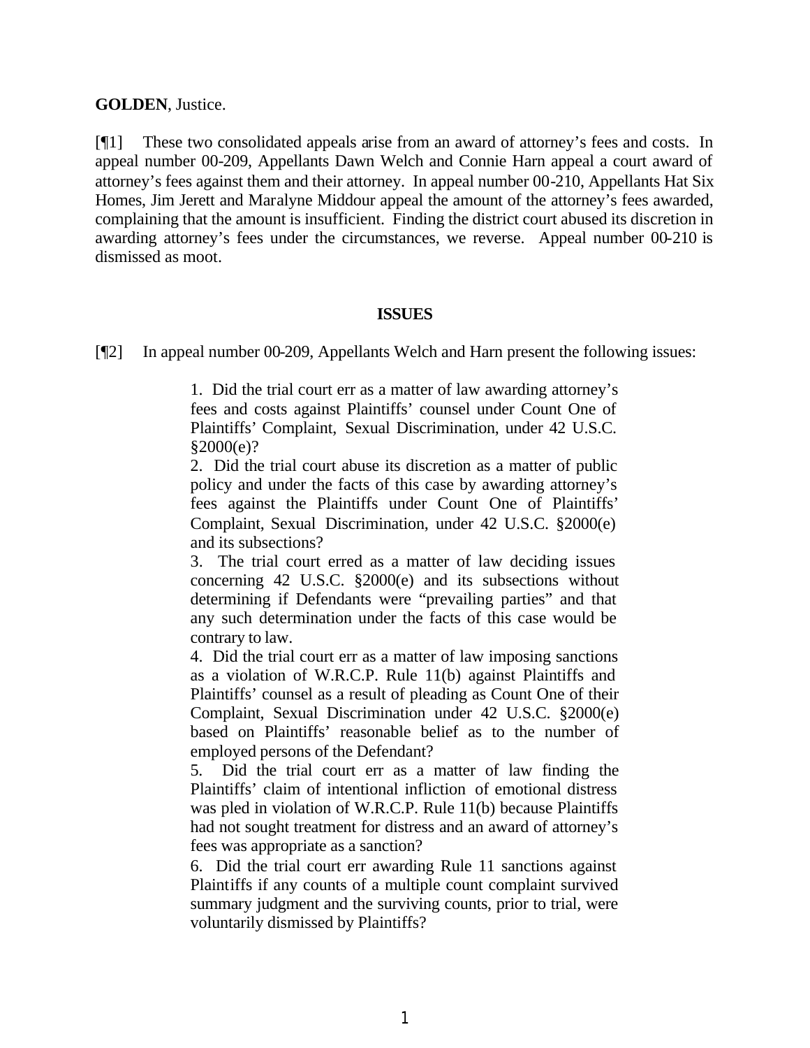**GOLDEN**, Justice.

[¶1] These two consolidated appeals arise from an award of attorney's fees and costs. In appeal number 00-209, Appellants Dawn Welch and Connie Harn appeal a court award of attorney's fees against them and their attorney. In appeal number 00-210, Appellants Hat Six Homes, Jim Jerett and Maralyne Middour appeal the amount of the attorney's fees awarded, complaining that the amount is insufficient. Finding the district court abused its discretion in awarding attorney's fees under the circumstances, we reverse. Appeal number 00-210 is dismissed as moot.

**ISSUES**

[¶2] In appeal number 00-209, Appellants Welch and Harn present the following issues:

> 1. Did the trial court err as a matter of law awarding attorney's fees and costs against Plaintiffs' counsel under Count One of Plaintiffs' Complaint, Sexual Discrimination, under 42 U.S.C. §2000(e)?
>
> 2. Did the trial court abuse its discretion as a matter of public policy and under the facts of this case by awarding attorney's fees against the Plaintiffs under Count One of Plaintiffs' Complaint, Sexual Discrimination, under 42 U.S.C. §2000(e) and its subsections?
>
> 3. The trial court erred as a matter of law deciding issues concerning 42 U.S.C. §2000(e) and its subsections without determining if Defendants were "prevailing parties" and that any such determination under the facts of this case would be contrary to law.
>
> 4. Did the trial court err as a matter of law imposing sanctions as a violation of W.R.C.P. Rule 11(b) against Plaintiffs and Plaintiffs' counsel as a result of pleading as Count One of their Complaint, Sexual Discrimination under 42 U.S.C. §2000(e) based on Plaintiffs' reasonable belief as to the number of employed persons of the Defendant?
>
> 5. Did the trial court err as a matter of law finding the Plaintiffs' claim of intentional infliction of emotional distress was pled in violation of W.R.C.P. Rule 11(b) because Plaintiffs had not sought treatment for distress and an award of attorney's fees was appropriate as a sanction?
>
> 6. Did the trial court err awarding Rule 11 sanctions against Plaintiffs if any counts of a multiple count complaint survived summary judgment and the surviving counts, prior to trial, were voluntarily dismissed by Plaintiffs?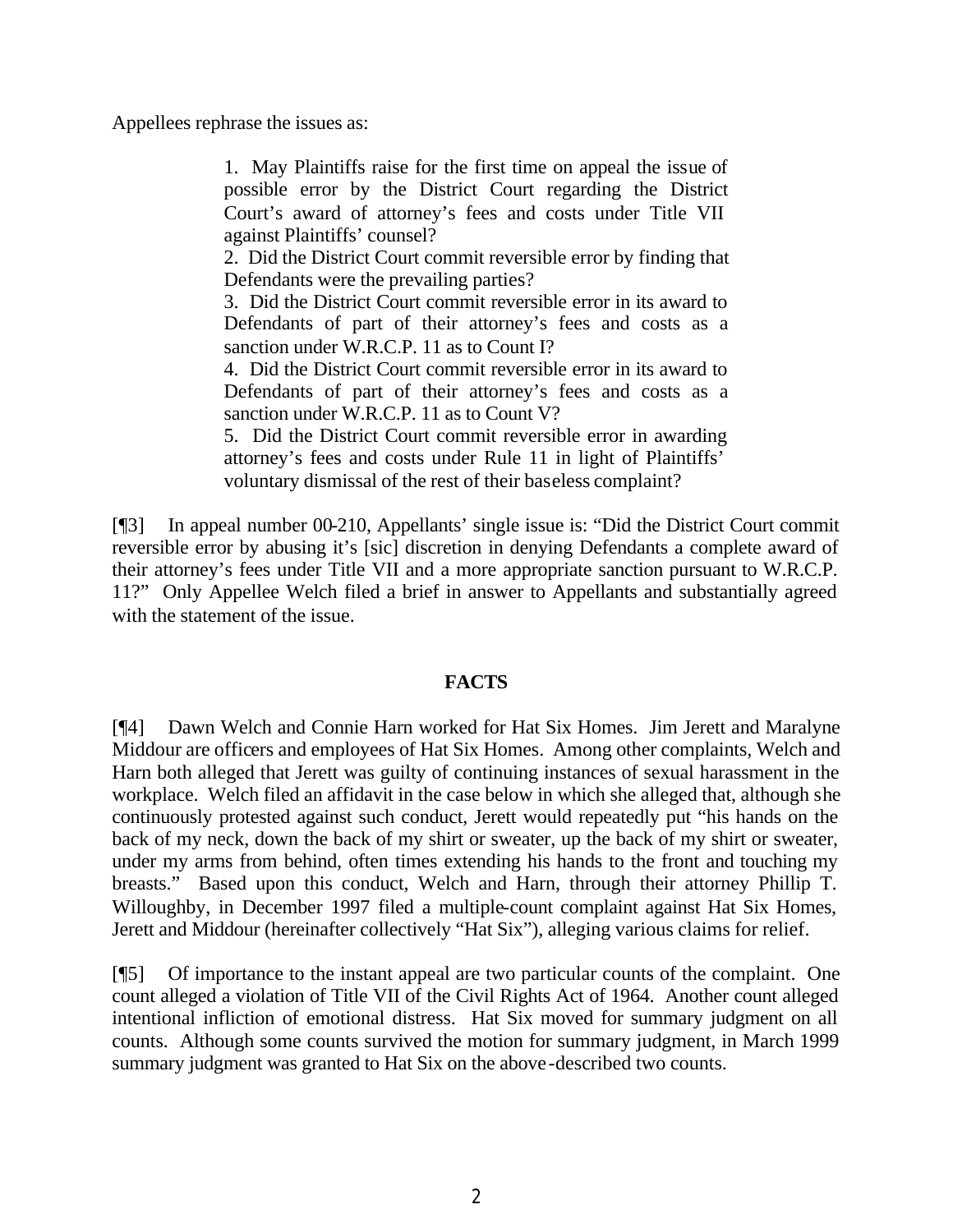Appellees rephrase the issues as:

> 1. May Plaintiffs raise for the first time on appeal the issue of possible error by the District Court regarding the District Court's award of attorney's fees and costs under Title VII against Plaintiffs' counsel?
> 2. Did the District Court commit reversible error by finding that Defendants were the prevailing parties?
> 3. Did the District Court commit reversible error in its award to Defendants of part of their attorney's fees and costs as a sanction under W.R.C.P. 11 as to Count I?
> 4. Did the District Court commit reversible error in its award to Defendants of part of their attorney's fees and costs as a sanction under W.R.C.P. 11 as to Count V?
> 5. Did the District Court commit reversible error in awarding attorney's fees and costs under Rule 11 in light of Plaintiffs' voluntary dismissal of the rest of their baseless complaint?

[¶3] In appeal number 00-210, Appellants' single issue is: "Did the District Court commit reversible error by abusing it's [sic] discretion in denying Defendants a complete award of their attorney's fees under Title VII and a more appropriate sanction pursuant to W.R.C.P. 11?" Only Appellee Welch filed a brief in answer to Appellants and substantially agreed with the statement of the issue.

## FACTS

[¶4] Dawn Welch and Connie Harn worked for Hat Six Homes. Jim Jerett and Maralyne Middour are officers and employees of Hat Six Homes. Among other complaints, Welch and Harn both alleged that Jerett was guilty of continuing instances of sexual harassment in the workplace. Welch filed an affidavit in the case below in which she alleged that, although she continuously protested against such conduct, Jerett would repeatedly put "his hands on the back of my neck, down the back of my shirt or sweater, up the back of my shirt or sweater, under my arms from behind, often times extending his hands to the front and touching my breasts." Based upon this conduct, Welch and Harn, through their attorney Phillip T. Willoughby, in December 1997 filed a multiple-count complaint against Hat Six Homes, Jerett and Middour (hereinafter collectively "Hat Six"), alleging various claims for relief.

[¶5] Of importance to the instant appeal are two particular counts of the complaint. One count alleged a violation of Title VII of the Civil Rights Act of 1964. Another count alleged intentional infliction of emotional distress. Hat Six moved for summary judgment on all counts. Although some counts survived the motion for summary judgment, in March 1999 summary judgment was granted to Hat Six on the above-described two counts.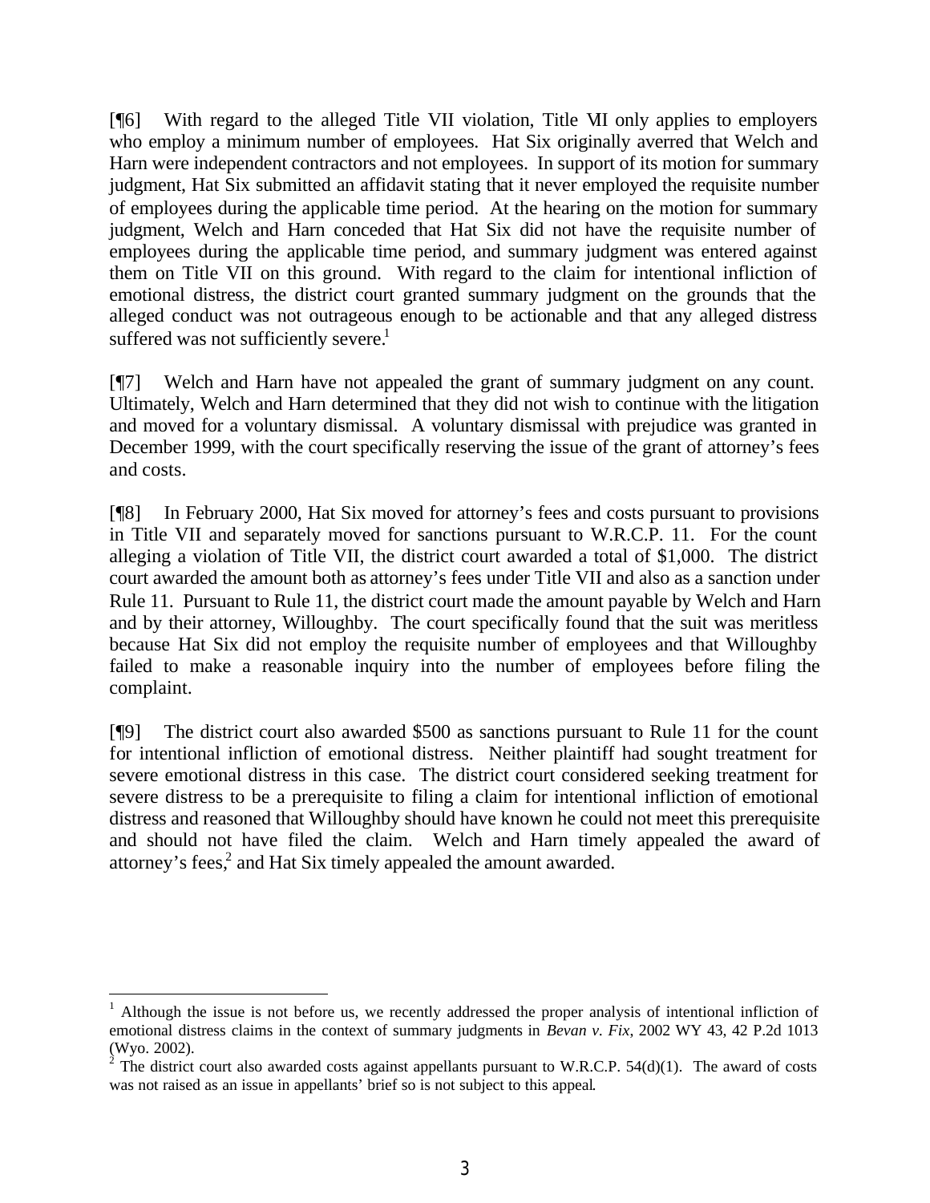[¶6] With regard to the alleged Title VII violation, Title VII only applies to employers who employ a minimum number of employees. Hat Six originally averred that Welch and Harn were independent contractors and not employees. In support of its motion for summary judgment, Hat Six submitted an affidavit stating that it never employed the requisite number of employees during the applicable time period. At the hearing on the motion for summary judgment, Welch and Harn conceded that Hat Six did not have the requisite number of employees during the applicable time period, and summary judgment was entered against them on Title VII on this ground. With regard to the claim for intentional infliction of emotional distress, the district court granted summary judgment on the grounds that the alleged conduct was not outrageous enough to be actionable and that any alleged distress suffered was not sufficiently severe.[1]

[¶7] Welch and Harn have not appealed the grant of summary judgment on any count. Ultimately, Welch and Harn determined that they did not wish to continue with the litigation and moved for a voluntary dismissal. A voluntary dismissal with prejudice was granted in December 1999, with the court specifically reserving the issue of the grant of attorney's fees and costs.

[¶8] In February 2000, Hat Six moved for attorney's fees and costs pursuant to provisions in Title VII and separately moved for sanctions pursuant to W.R.C.P. 11. For the count alleging a violation of Title VII, the district court awarded a total of $1,000. The district court awarded the amount both as attorney's fees under Title VII and also as a sanction under Rule 11. Pursuant to Rule 11, the district court made the amount payable by Welch and Harn and by their attorney, Willoughby. The court specifically found that the suit was meritless because Hat Six did not employ the requisite number of employees and that Willoughby failed to make a reasonable inquiry into the number of employees before filing the complaint.

[¶9] The district court also awarded $500 as sanctions pursuant to Rule 11 for the count for intentional infliction of emotional distress. Neither plaintiff had sought treatment for severe emotional distress in this case. The district court considered seeking treatment for severe distress to be a prerequisite to filing a claim for intentional infliction of emotional distress and reasoned that Willoughby should have known he could not meet this prerequisite and should not have filed the claim. Welch and Harn timely appealed the award of attorney's fees,[2] and Hat Six timely appealed the amount awarded.

---

[1] Although the issue is not before us, we recently addressed the proper analysis of intentional infliction of emotional distress claims in the context of summary judgments in *Bevan v. Fix*, 2002 WY 43, 42 P.2d 1013 (Wyo. 2002).

[2] The district court also awarded costs against appellants pursuant to W.R.C.P. 54(d)(1). The award of costs was not raised as an issue in appellants' brief so is not subject to this appeal.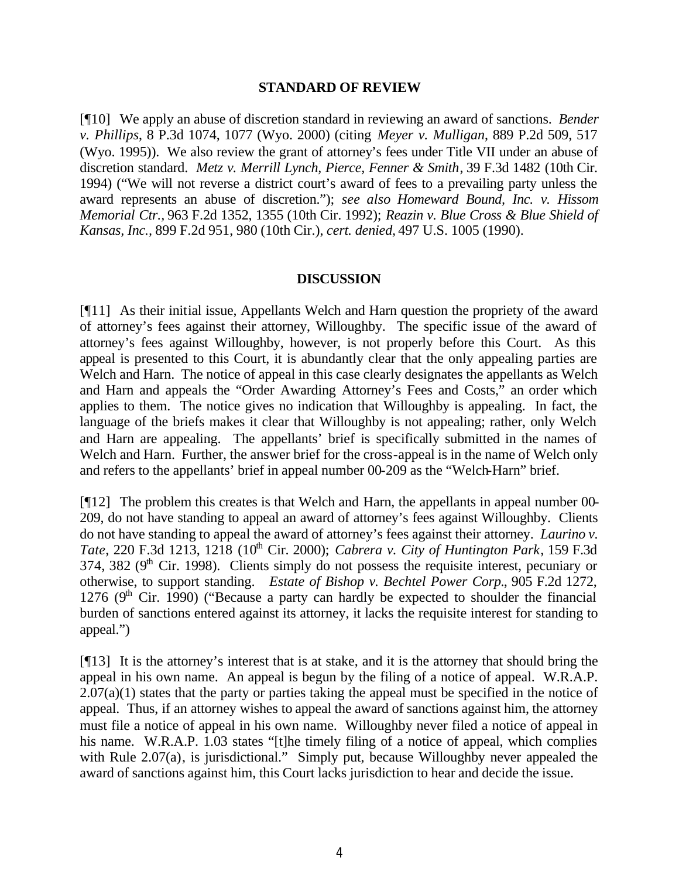## STANDARD OF REVIEW

[¶10] We apply an abuse of discretion standard in reviewing an award of sanctions. *Bender v. Phillips*, 8 P.3d 1074, 1077 (Wyo. 2000) (citing *Meyer v. Mulligan*, 889 P.2d 509, 517 (Wyo. 1995)). We also review the grant of attorney's fees under Title VII under an abuse of discretion standard. *Metz v. Merrill Lynch, Pierce, Fenner & Smith*, 39 F.3d 1482 (10th Cir. 1994) ("We will not reverse a district court's award of fees to a prevailing party unless the award represents an abuse of discretion."); *see also Homeward Bound, Inc. v. Hissom Memorial Ctr.*, 963 F.2d 1352, 1355 (10th Cir. 1992); *Reazin v. Blue Cross & Blue Shield of Kansas, Inc.*, 899 F.2d 951, 980 (10th Cir.), *cert. denied*, 497 U.S. 1005 (1990).

## DISCUSSION

[¶11] As their initial issue, Appellants Welch and Harn question the propriety of the award of attorney's fees against their attorney, Willoughby. The specific issue of the award of attorney's fees against Willoughby, however, is not properly before this Court. As this appeal is presented to this Court, it is abundantly clear that the only appealing parties are Welch and Harn. The notice of appeal in this case clearly designates the appellants as Welch and Harn and appeals the "Order Awarding Attorney's Fees and Costs," an order which applies to them. The notice gives no indication that Willoughby is appealing. In fact, the language of the briefs makes it clear that Willoughby is not appealing; rather, only Welch and Harn are appealing. The appellants' brief is specifically submitted in the names of Welch and Harn. Further, the answer brief for the cross-appeal is in the name of Welch only and refers to the appellants' brief in appeal number 00-209 as the "Welch-Harn" brief.

[¶12] The problem this creates is that Welch and Harn, the appellants in appeal number 00-209, do not have standing to appeal an award of attorney's fees against Willoughby. Clients do not have standing to appeal the award of attorney's fees against their attorney. *Laurino v. Tate*, 220 F.3d 1213, 1218 (10th Cir. 2000); *Cabrera v. City of Huntington Park*, 159 F.3d 374, 382 (9th Cir. 1998). Clients simply do not possess the requisite interest, pecuniary or otherwise, to support standing. *Estate of Bishop v. Bechtel Power Corp.*, 905 F.2d 1272, 1276 (9th Cir. 1990) ("Because a party can hardly be expected to shoulder the financial burden of sanctions entered against its attorney, it lacks the requisite interest for standing to appeal.")

[¶13] It is the attorney's interest that is at stake, and it is the attorney that should bring the appeal in his own name. An appeal is begun by the filing of a notice of appeal. W.R.A.P. 2.07(a)(1) states that the party or parties taking the appeal must be specified in the notice of appeal. Thus, if an attorney wishes to appeal the award of sanctions against him, the attorney must file a notice of appeal in his own name. Willoughby never filed a notice of appeal in his name. W.R.A.P. 1.03 states "[t]he timely filing of a notice of appeal, which complies with Rule 2.07(a), is jurisdictional." Simply put, because Willoughby never appealed the award of sanctions against him, this Court lacks jurisdiction to hear and decide the issue.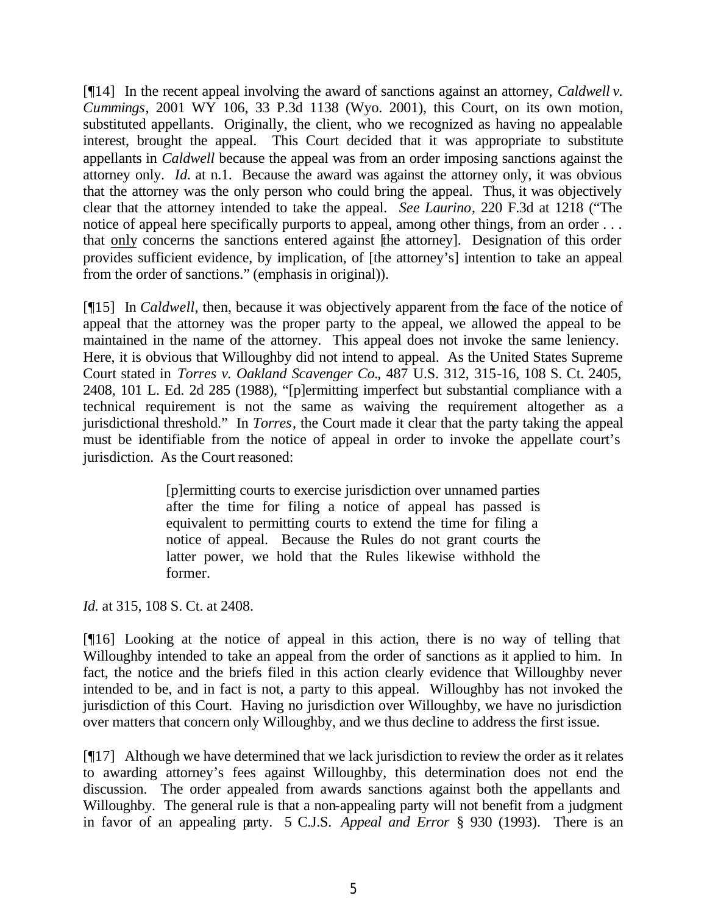[¶14] In the recent appeal involving the award of sanctions against an attorney, *Caldwell v. Cummings*, 2001 WY 106, 33 P.3d 1138 (Wyo. 2001), this Court, on its own motion, substituted appellants. Originally, the client, who we recognized as having no appealable interest, brought the appeal. This Court decided that it was appropriate to substitute appellants in *Caldwell* because the appeal was from an order imposing sanctions against the attorney only. *Id.* at n.1. Because the award was against the attorney only, it was obvious that the attorney was the only person who could bring the appeal. Thus, it was objectively clear that the attorney intended to take the appeal. *See Laurino*, 220 F.3d at 1218 ("The notice of appeal here specifically purports to appeal, among other things, from an order . . . that only concerns the sanctions entered against [the attorney]. Designation of this order provides sufficient evidence, by implication, of [the attorney's] intention to take an appeal from the order of sanctions." (emphasis in original)).

[¶15] In *Caldwell*, then, because it was objectively apparent from the face of the notice of appeal that the attorney was the proper party to the appeal, we allowed the appeal to be maintained in the name of the attorney. This appeal does not invoke the same leniency. Here, it is obvious that Willoughby did not intend to appeal. As the United States Supreme Court stated in *Torres v. Oakland Scavenger Co.*, 487 U.S. 312, 315-16, 108 S. Ct. 2405, 2408, 101 L. Ed. 2d 285 (1988), "[p]ermitting imperfect but substantial compliance with a technical requirement is not the same as waiving the requirement altogether as a jurisdictional threshold." In *Torres*, the Court made it clear that the party taking the appeal must be identifiable from the notice of appeal in order to invoke the appellate court's jurisdiction. As the Court reasoned:

> [p]ermitting courts to exercise jurisdiction over unnamed parties after the time for filing a notice of appeal has passed is equivalent to permitting courts to extend the time for filing a notice of appeal. Because the Rules do not grant courts the latter power, we hold that the Rules likewise withhold the former.

*Id.* at 315, 108 S. Ct. at 2408.

[¶16] Looking at the notice of appeal in this action, there is no way of telling that Willoughby intended to take an appeal from the order of sanctions as it applied to him. In fact, the notice and the briefs filed in this action clearly evidence that Willoughby never intended to be, and in fact is not, a party to this appeal. Willoughby has not invoked the jurisdiction of this Court. Having no jurisdiction over Willoughby, we have no jurisdiction over matters that concern only Willoughby, and we thus decline to address the first issue.

[¶17] Although we have determined that we lack jurisdiction to review the order as it relates to awarding attorney's fees against Willoughby, this determination does not end the discussion. The order appealed from awards sanctions against both the appellants and Willoughby. The general rule is that a non-appealing party will not benefit from a judgment in favor of an appealing party. 5 C.J.S. *Appeal and Error* § 930 (1993). There is an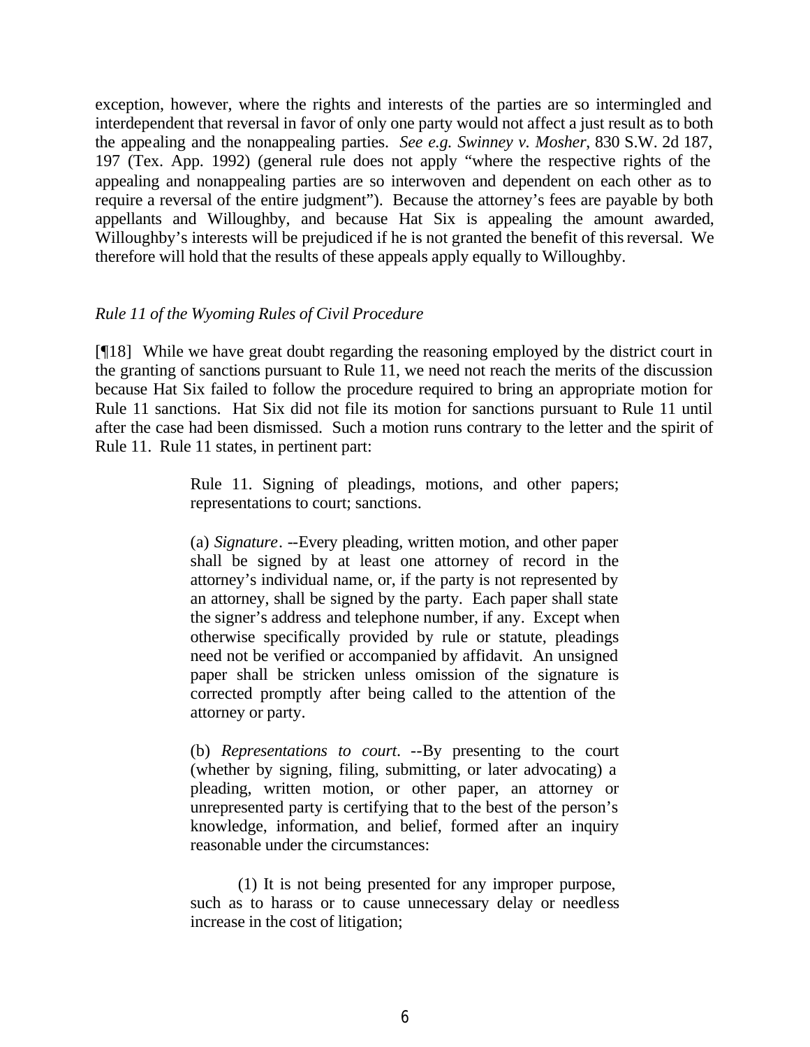exception, however, where the rights and interests of the parties are so intermingled and interdependent that reversal in favor of only one party would not affect a just result as to both the appealing and the nonappealing parties. *See e.g. Swinney v. Mosher*, 830 S.W. 2d 187, 197 (Tex. App. 1992) (general rule does not apply "where the respective rights of the appealing and nonappealing parties are so interwoven and dependent on each other as to require a reversal of the entire judgment"). Because the attorney's fees are payable by both appellants and Willoughby, and because Hat Six is appealing the amount awarded, Willoughby's interests will be prejudiced if he is not granted the benefit of this reversal. We therefore will hold that the results of these appeals apply equally to Willoughby.

*Rule 11 of the Wyoming Rules of Civil Procedure*

[¶18] While we have great doubt regarding the reasoning employed by the district court in the granting of sanctions pursuant to Rule 11, we need not reach the merits of the discussion because Hat Six failed to follow the procedure required to bring an appropriate motion for Rule 11 sanctions. Hat Six did not file its motion for sanctions pursuant to Rule 11 until after the case had been dismissed. Such a motion runs contrary to the letter and the spirit of Rule 11. Rule 11 states, in pertinent part:

> Rule 11. Signing of pleadings, motions, and other papers; representations to court; sanctions.
>
> (a) *Signature*. --Every pleading, written motion, and other paper shall be signed by at least one attorney of record in the attorney's individual name, or, if the party is not represented by an attorney, shall be signed by the party. Each paper shall state the signer's address and telephone number, if any. Except when otherwise specifically provided by rule or statute, pleadings need not be verified or accompanied by affidavit. An unsigned paper shall be stricken unless omission of the signature is corrected promptly after being called to the attention of the attorney or party.
>
> (b) *Representations to court*. --By presenting to the court (whether by signing, filing, submitting, or later advocating) a pleading, written motion, or other paper, an attorney or unrepresented party is certifying that to the best of the person's knowledge, information, and belief, formed after an inquiry reasonable under the circumstances:
>
> (1) It is not being presented for any improper purpose, such as to harass or to cause unnecessary delay or needless increase in the cost of litigation;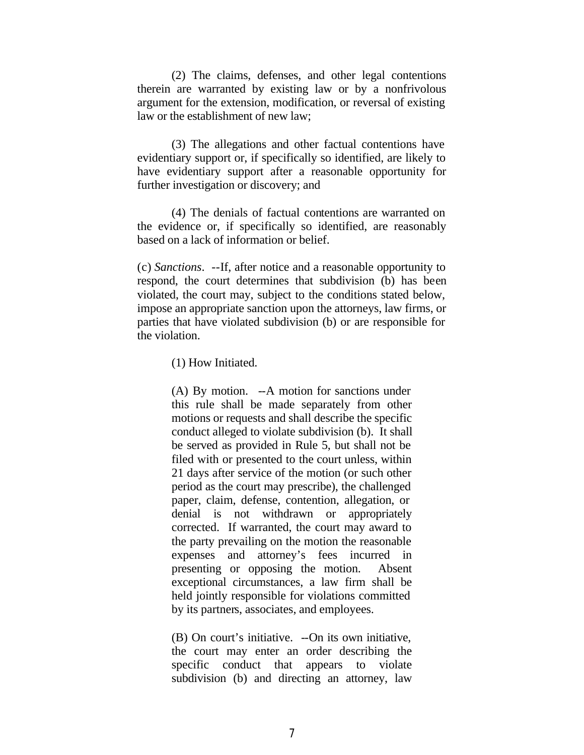(2) The claims, defenses, and other legal contentions therein are warranted by existing law or by a nonfrivolous argument for the extension, modification, or reversal of existing law or the establishment of new law;

(3) The allegations and other factual contentions have evidentiary support or, if specifically so identified, are likely to have evidentiary support after a reasonable opportunity for further investigation or discovery; and

(4) The denials of factual contentions are warranted on the evidence or, if specifically so identified, are reasonably based on a lack of information or belief.

(c) *Sanctions*. --If, after notice and a reasonable opportunity to respond, the court determines that subdivision (b) has been violated, the court may, subject to the conditions stated below, impose an appropriate sanction upon the attorneys, law firms, or parties that have violated subdivision (b) or are responsible for the violation.

(1) How Initiated.

> (A) By motion. --A motion for sanctions under this rule shall be made separately from other motions or requests and shall describe the specific conduct alleged to violate subdivision (b). It shall be served as provided in Rule 5, but shall not be filed with or presented to the court unless, within 21 days after service of the motion (or such other period as the court may prescribe), the challenged paper, claim, defense, contention, allegation, or denial is not withdrawn or appropriately corrected. If warranted, the court may award to the party prevailing on the motion the reasonable expenses and attorney's fees incurred in presenting or opposing the motion. Absent exceptional circumstances, a law firm shall be held jointly responsible for violations committed by its partners, associates, and employees.
>
> (B) On court's initiative. --On its own initiative, the court may enter an order describing the specific conduct that appears to violate subdivision (b) and directing an attorney, law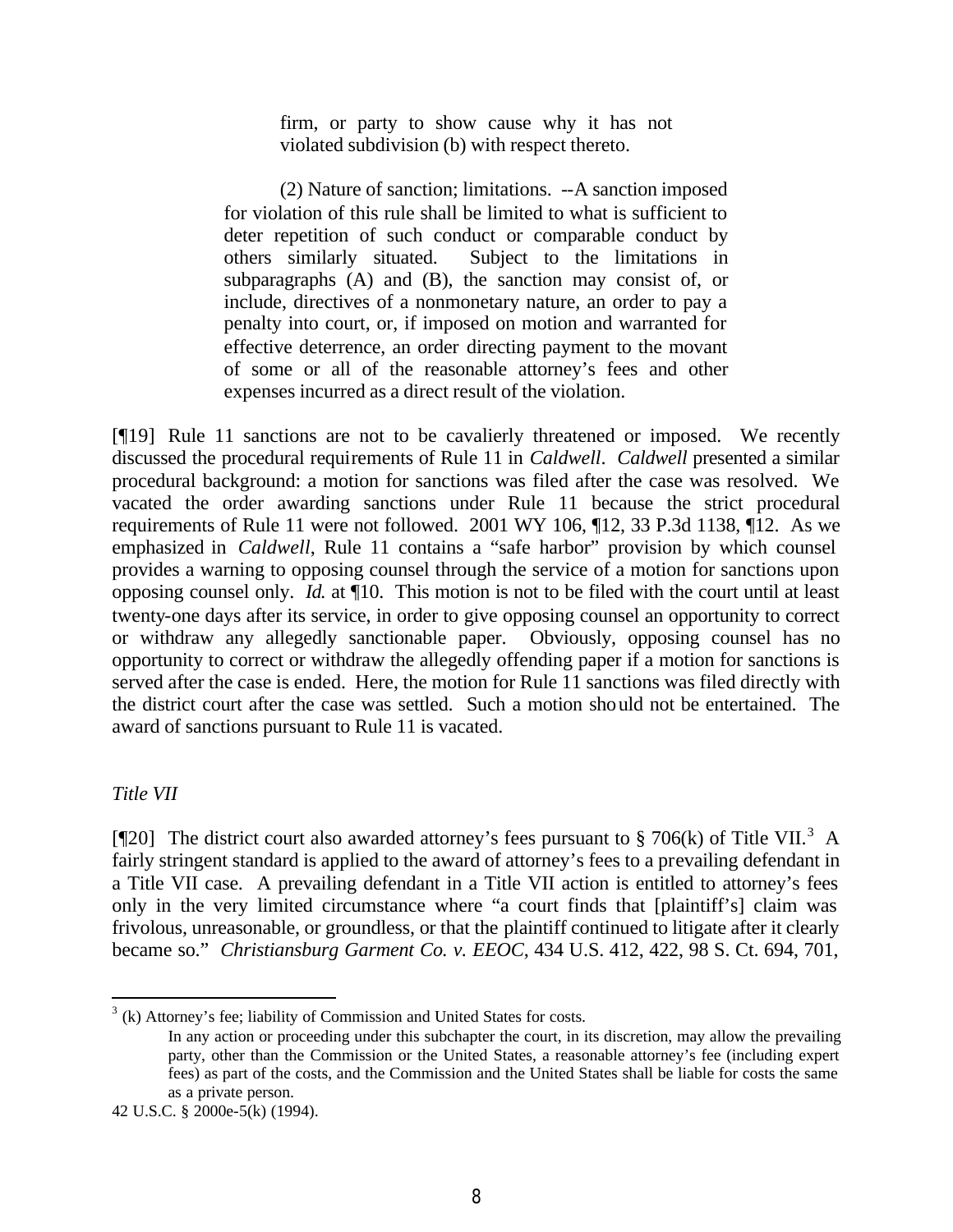> firm, or party to show cause why it has not violated subdivision (b) with respect thereto.
>
> (2) Nature of sanction; limitations. --A sanction imposed for violation of this rule shall be limited to what is sufficient to deter repetition of such conduct or comparable conduct by others similarly situated. Subject to the limitations in subparagraphs (A) and (B), the sanction may consist of, or include, directives of a nonmonetary nature, an order to pay a penalty into court, or, if imposed on motion and warranted for effective deterrence, an order directing payment to the movant of some or all of the reasonable attorney's fees and other expenses incurred as a direct result of the violation.

[¶19] Rule 11 sanctions are not to be cavalierly threatened or imposed. We recently discussed the procedural requirements of Rule 11 in *Caldwell*. *Caldwell* presented a similar procedural background: a motion for sanctions was filed after the case was resolved. We vacated the order awarding sanctions under Rule 11 because the strict procedural requirements of Rule 11 were not followed. 2001 WY 106, ¶12, 33 P.3d 1138, ¶12. As we emphasized in *Caldwell*, Rule 11 contains a "safe harbor" provision by which counsel provides a warning to opposing counsel through the service of a motion for sanctions upon opposing counsel only. *Id.* at ¶10. This motion is not to be filed with the court until at least twenty-one days after its service, in order to give opposing counsel an opportunity to correct or withdraw any allegedly sanctionable paper. Obviously, opposing counsel has no opportunity to correct or withdraw the allegedly offending paper if a motion for sanctions is served after the case is ended. Here, the motion for Rule 11 sanctions was filed directly with the district court after the case was settled. Such a motion should not be entertained. The award of sanctions pursuant to Rule 11 is vacated.

*Title VII*

[¶20] The district court also awarded attorney's fees pursuant to § 706(k) of Title VII.[3] A fairly stringent standard is applied to the award of attorney's fees to a prevailing defendant in a Title VII case. A prevailing defendant in a Title VII action is entitled to attorney's fees only in the very limited circumstance where "a court finds that [plaintiff's] claim was frivolous, unreasonable, or groundless, or that the plaintiff continued to litigate after it clearly became so." *Christiansburg Garment Co. v. EEOC*, 434 U.S. 412, 422, 98 S. Ct. 694, 701,

---

[3] (k) Attorney's fee; liability of Commission and United States for costs.

> In any action or proceeding under this subchapter the court, in its discretion, may allow the prevailing party, other than the Commission or the United States, a reasonable attorney's fee (including expert fees) as part of the costs, and the Commission and the United States shall be liable for costs the same as a private person.

42 U.S.C. § 2000e-5(k) (1994).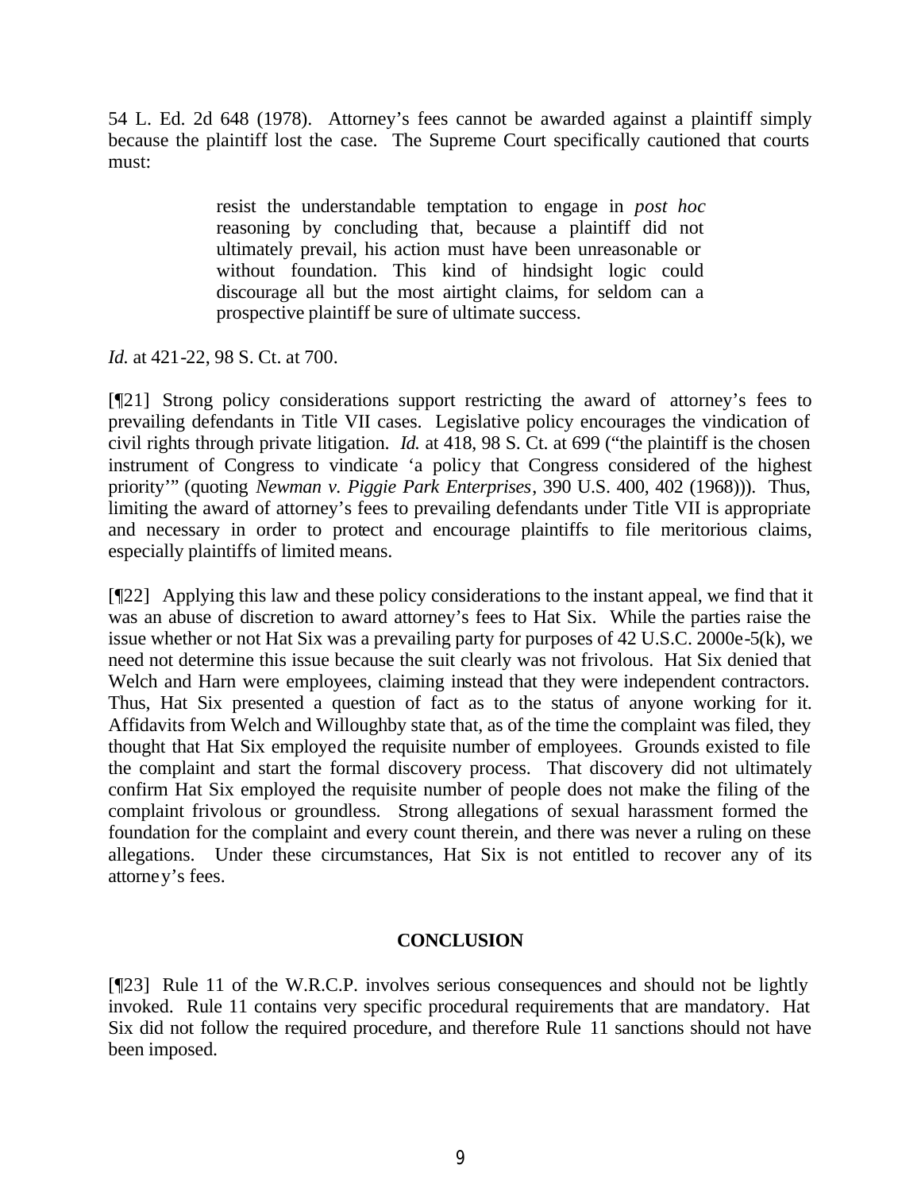54 L. Ed. 2d 648 (1978). Attorney's fees cannot be awarded against a plaintiff simply because the plaintiff lost the case. The Supreme Court specifically cautioned that courts must:

> resist the understandable temptation to engage in *post hoc* reasoning by concluding that, because a plaintiff did not ultimately prevail, his action must have been unreasonable or without foundation. This kind of hindsight logic could discourage all but the most airtight claims, for seldom can a prospective plaintiff be sure of ultimate success.

*Id.* at 421-22, 98 S. Ct. at 700.

[¶21] Strong policy considerations support restricting the award of attorney's fees to prevailing defendants in Title VII cases. Legislative policy encourages the vindication of civil rights through private litigation. *Id.* at 418, 98 S. Ct. at 699 ("the plaintiff is the chosen instrument of Congress to vindicate 'a policy that Congress considered of the highest priority'" (quoting *Newman v. Piggie Park Enterprises*, 390 U.S. 400, 402 (1968))). Thus, limiting the award of attorney's fees to prevailing defendants under Title VII is appropriate and necessary in order to protect and encourage plaintiffs to file meritorious claims, especially plaintiffs of limited means.

[¶22] Applying this law and these policy considerations to the instant appeal, we find that it was an abuse of discretion to award attorney's fees to Hat Six. While the parties raise the issue whether or not Hat Six was a prevailing party for purposes of 42 U.S.C. 2000e-5(k), we need not determine this issue because the suit clearly was not frivolous. Hat Six denied that Welch and Harn were employees, claiming instead that they were independent contractors. Thus, Hat Six presented a question of fact as to the status of anyone working for it. Affidavits from Welch and Willoughby state that, as of the time the complaint was filed, they thought that Hat Six employed the requisite number of employees. Grounds existed to file the complaint and start the formal discovery process. That discovery did not ultimately confirm Hat Six employed the requisite number of people does not make the filing of the complaint frivolous or groundless. Strong allegations of sexual harassment formed the foundation for the complaint and every count therein, and there was never a ruling on these allegations. Under these circumstances, Hat Six is not entitled to recover any of its attorney's fees.

## CONCLUSION

[¶23] Rule 11 of the W.R.C.P. involves serious consequences and should not be lightly invoked. Rule 11 contains very specific procedural requirements that are mandatory. Hat Six did not follow the required procedure, and therefore Rule 11 sanctions should not have been imposed.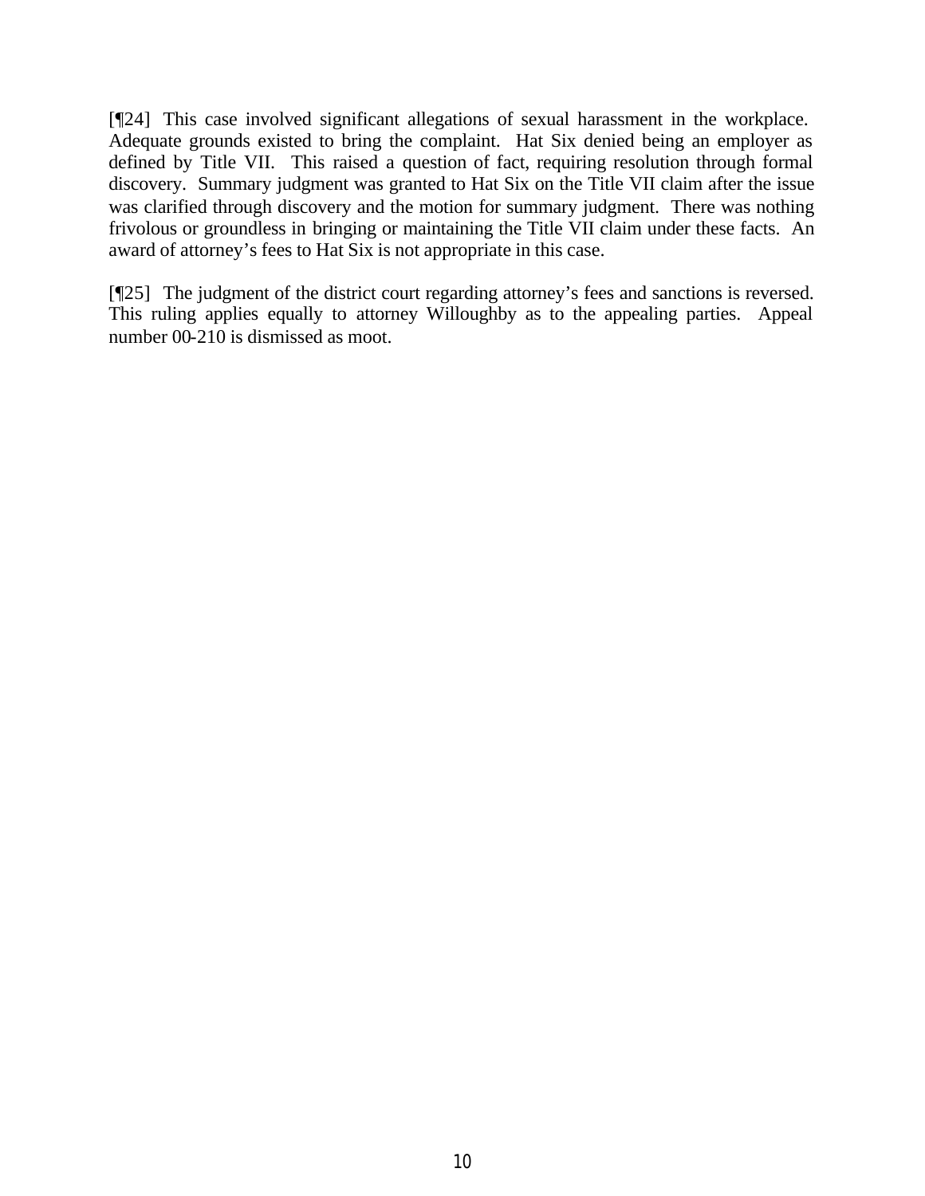[¶24] This case involved significant allegations of sexual harassment in the workplace. Adequate grounds existed to bring the complaint. Hat Six denied being an employer as defined by Title VII. This raised a question of fact, requiring resolution through formal discovery. Summary judgment was granted to Hat Six on the Title VII claim after the issue was clarified through discovery and the motion for summary judgment. There was nothing frivolous or groundless in bringing or maintaining the Title VII claim under these facts. An award of attorney's fees to Hat Six is not appropriate in this case.

[¶25] The judgment of the district court regarding attorney's fees and sanctions is reversed. This ruling applies equally to attorney Willoughby as to the appealing parties. Appeal number 00-210 is dismissed as moot.